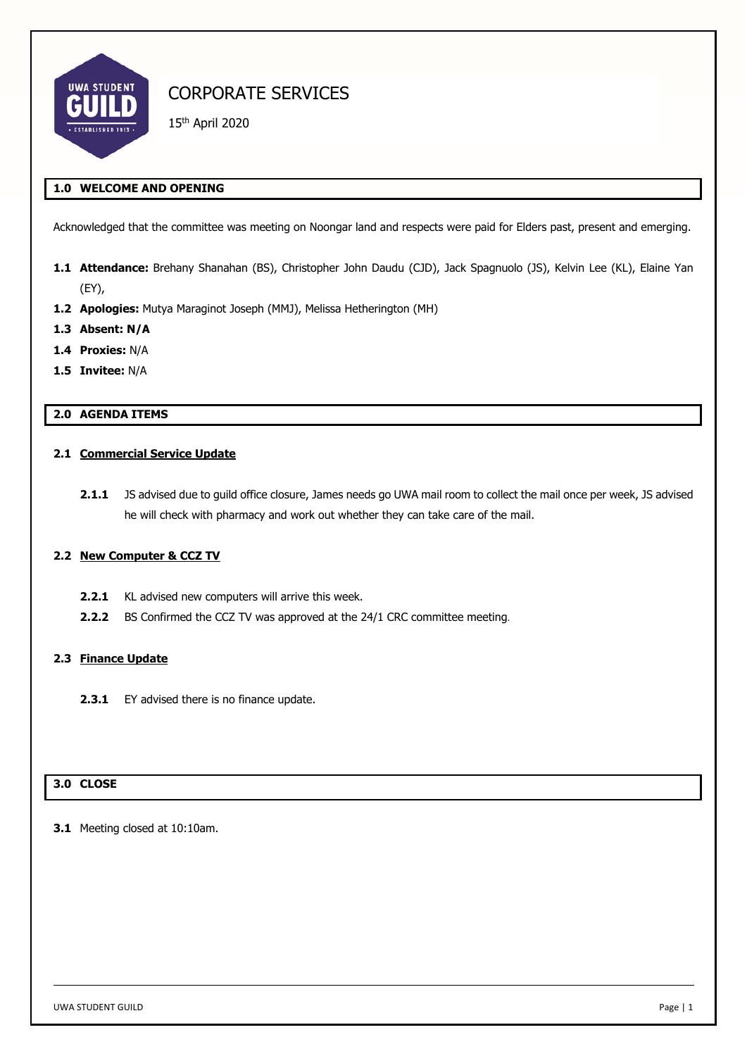# CORPORATE SERVICES

15th April 2020

## 1.0 WELCOME AND OPENING

Acknowledged that the committee was meeting on Noongar land and respects were paid for Elders past, present and emerging.

**1.1 Attendance:** Brehany Shanahan (BS), Christopher John Daudu (CJD), Jack Spagnuolo (JS), Kelvin Lee (KL), Elaine Yan (EY),

**1.2 Apologies:** Mutya Maraginot Joseph (MMJ), Melissa Hetherington (MH)

**1.3 Absent: N/A**

**1.4 Proxies:** N/A

**1.5 Invitee:** N/A

## 2.0 AGENDA ITEMS

### 2.1 Commercial Service Update

**2.1.1** JS advised due to guild office closure, James needs go UWA mail room to collect the mail once per week, JS advised he will check with pharmacy and work out whether they can take care of the mail.

### 2.2 New Computer & CCZ TV

**2.2.1** KL advised new computers will arrive this week.

**2.2.2** BS Confirmed the CCZ TV was approved at the 24/1 CRC committee meeting.

### 2.3 Finance Update

**2.3.1** EY advised there is no finance update.

## 3.0 CLOSE

**3.1** Meeting closed at 10:10am.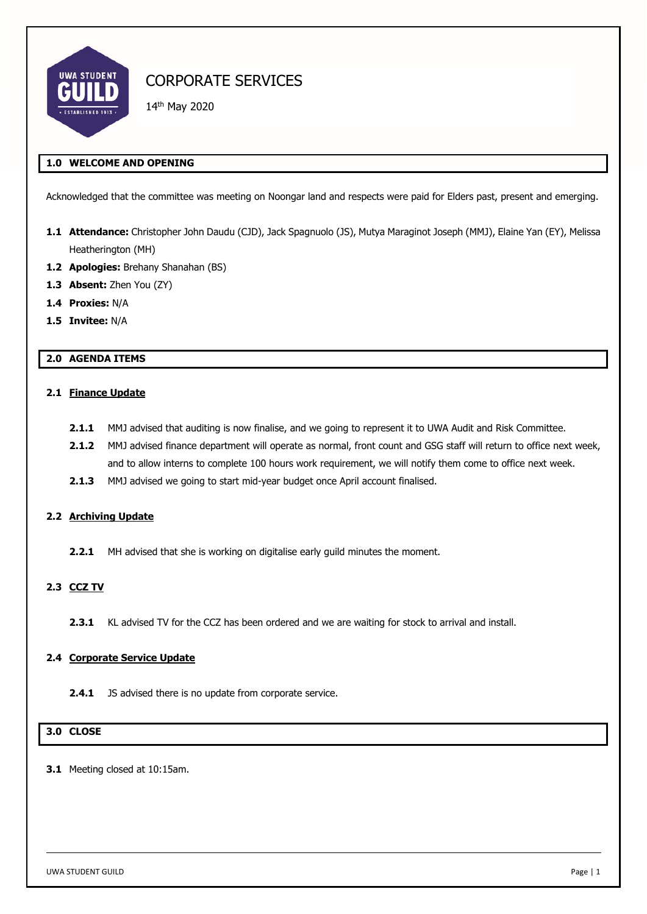# CORPORATE SERVICES

14th May 2020

## 1.0 WELCOME AND OPENING

Acknowledged that the committee was meeting on Noongar land and respects were paid for Elders past, present and emerging.

**1.1 Attendance:** Christopher John Daudu (CJD), Jack Spagnuolo (JS), Mutya Maraginot Joseph (MMJ), Elaine Yan (EY), Melissa Heatherington (MH)

**1.2 Apologies:** Brehany Shanahan (BS)

**1.3 Absent:** Zhen You (ZY)

**1.4 Proxies:** N/A

**1.5 Invitee:** N/A

## 2.0 AGENDA ITEMS

### 2.1 Finance Update

**2.1.1** MMJ advised that auditing is now finalise, and we going to represent it to UWA Audit and Risk Committee.

**2.1.2** MMJ advised finance department will operate as normal, front count and GSG staff will return to office next week, and to allow interns to complete 100 hours work requirement, we will notify them come to office next week.

**2.1.3** MMJ advised we going to start mid-year budget once April account finalised.

### 2.2 Archiving Update

**2.2.1** MH advised that she is working on digitalise early guild minutes the moment.

### 2.3 CCZ TV

**2.3.1** KL advised TV for the CCZ has been ordered and we are waiting for stock to arrival and install.

### 2.4 Corporate Service Update

**2.4.1** JS advised there is no update from corporate service.

## 3.0 CLOSE

**3.1** Meeting closed at 10:15am.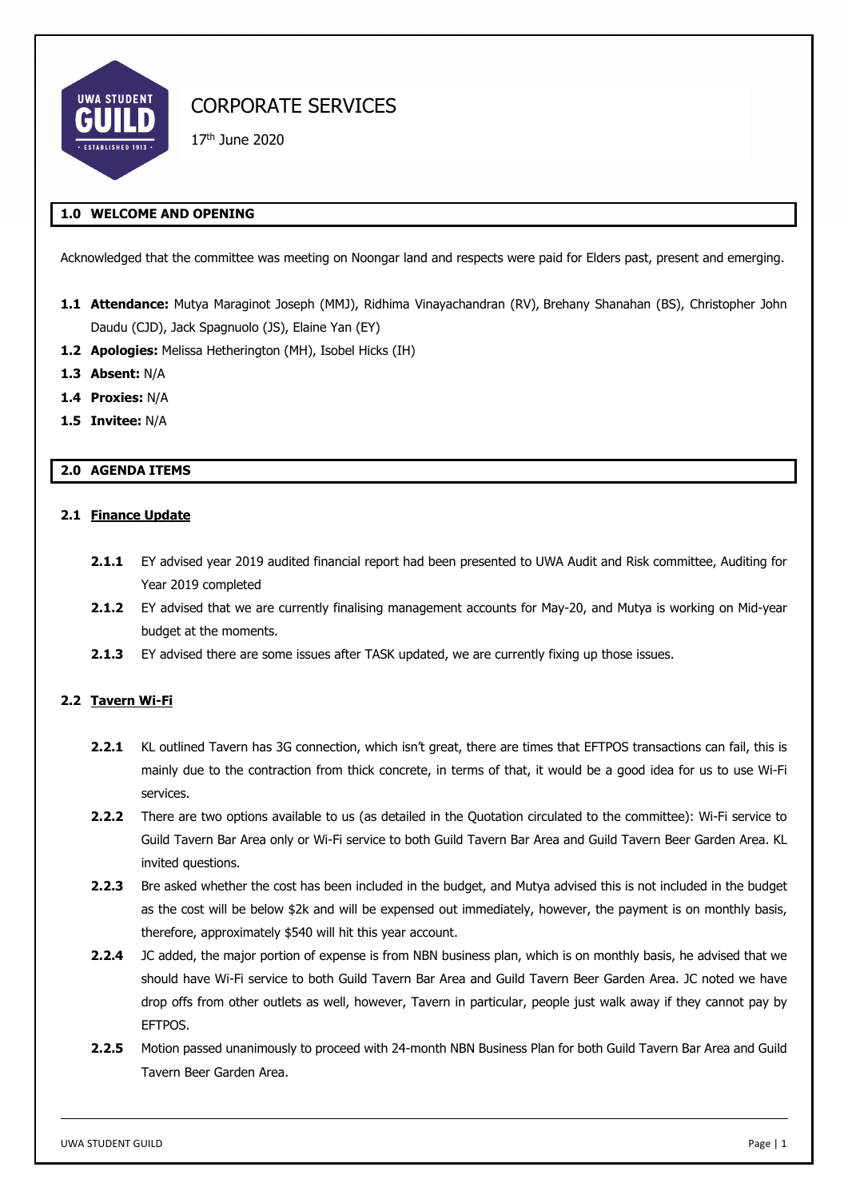# CORPORATE SERVICES

17th June 2020

## 1.0 WELCOME AND OPENING

Acknowledged that the committee was meeting on Noongar land and respects were paid for Elders past, present and emerging.

**1.1 Attendance:** Mutya Maraginot Joseph (MMJ), Ridhima Vinayachandran (RV), Brehany Shanahan (BS), Christopher John Daudu (CJD), Jack Spagnuolo (JS), Elaine Yan (EY)

**1.2 Apologies:** Melissa Hetherington (MH), Isobel Hicks (IH)

**1.3 Absent:** N/A

**1.4 Proxies:** N/A

**1.5 Invitee:** N/A

## 2.0 AGENDA ITEMS

### 2.1 Finance Update

**2.1.1** EY advised year 2019 audited financial report had been presented to UWA Audit and Risk committee, Auditing for Year 2019 completed

**2.1.2** EY advised that we are currently finalising management accounts for May-20, and Mutya is working on Mid-year budget at the moments.

**2.1.3** EY advised there are some issues after TASK updated, we are currently fixing up those issues.

### 2.2 Tavern Wi-Fi

**2.2.1** KL outlined Tavern has 3G connection, which isn't great, there are times that EFTPOS transactions can fail, this is mainly due to the contraction from thick concrete, in terms of that, it would be a good idea for us to use Wi-Fi services.

**2.2.2** There are two options available to us (as detailed in the Quotation circulated to the committee): Wi-Fi service to Guild Tavern Bar Area only or Wi-Fi service to both Guild Tavern Bar Area and Guild Tavern Beer Garden Area. KL invited questions.

**2.2.3** Bre asked whether the cost has been included in the budget, and Mutya advised this is not included in the budget as the cost will be below $2k and will be expensed out immediately, however, the payment is on monthly basis, therefore, approximately $540 will hit this year account.

**2.2.4** JC added, the major portion of expense is from NBN business plan, which is on monthly basis, he advised that we should have Wi-Fi service to both Guild Tavern Bar Area and Guild Tavern Beer Garden Area. JC noted we have drop offs from other outlets as well, however, Tavern in particular, people just walk away if they cannot pay by EFTPOS.

**2.2.5** Motion passed unanimously to proceed with 24-month NBN Business Plan for both Guild Tavern Bar Area and Guild Tavern Beer Garden Area.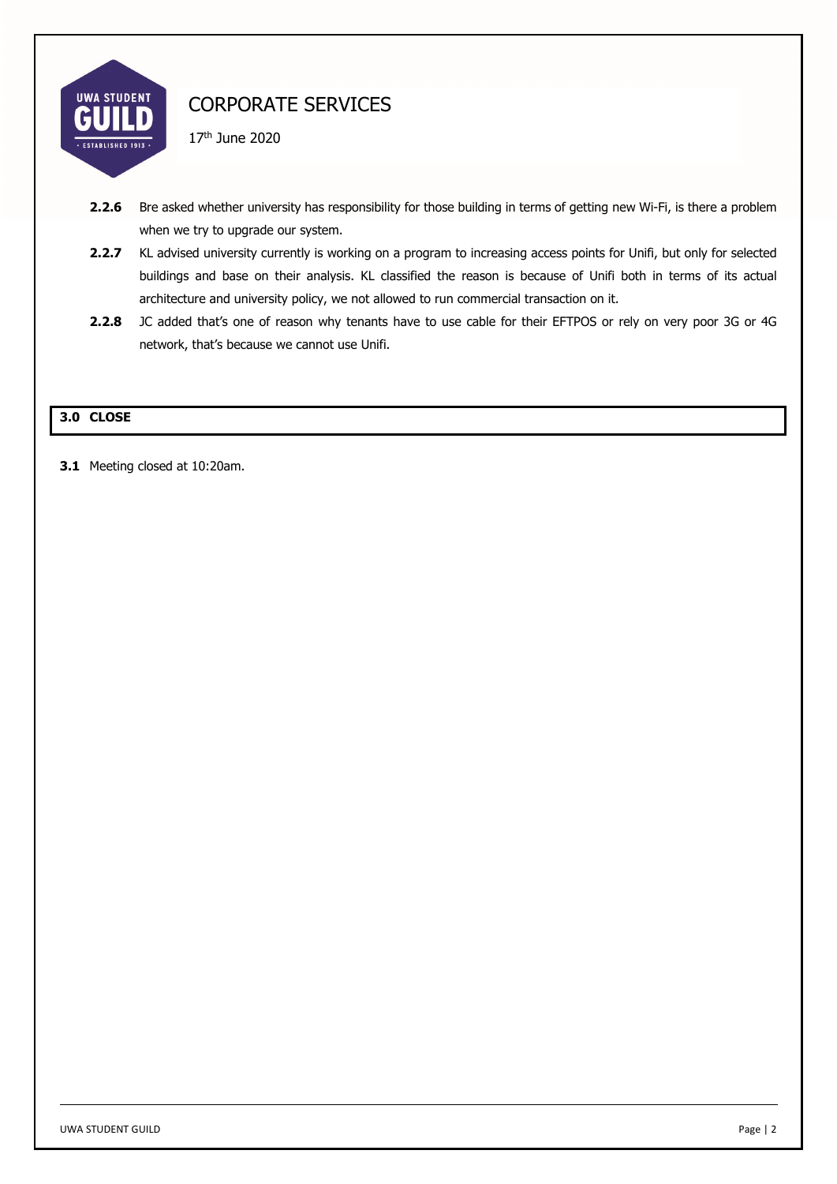**2.2.6** Bre asked whether university has responsibility for those building in terms of getting new Wi-Fi, is there a problem when we try to upgrade our system.

**2.2.7** KL advised university currently is working on a program to increasing access points for Unifi, but only for selected buildings and base on their analysis. KL classified the reason is because of Unifi both in terms of its actual architecture and university policy, we not allowed to run commercial transaction on it.

**2.2.8** JC added that's one of reason why tenants have to use cable for their EFTPOS or rely on very poor 3G or 4G network, that's because we cannot use Unifi.

## 3.0 CLOSE

**3.1** Meeting closed at 10:20am.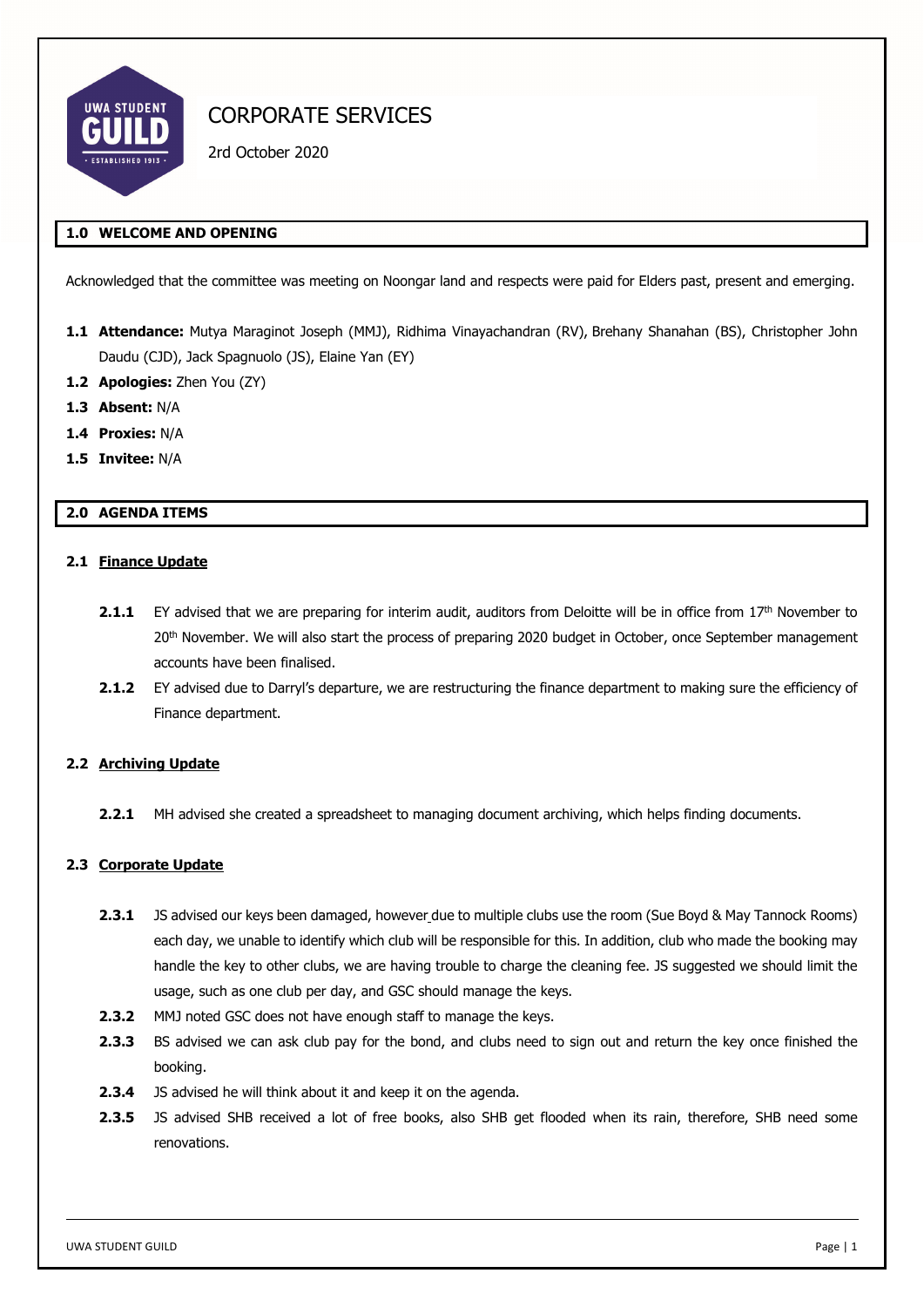# CORPORATE SERVICES

2rd October 2020

## 1.0 WELCOME AND OPENING

Acknowledged that the committee was meeting on Noongar land and respects were paid for Elders past, present and emerging.

**1.1 Attendance:** Mutya Maraginot Joseph (MMJ), Ridhima Vinayachandran (RV), Brehany Shanahan (BS), Christopher John Daudu (CJD), Jack Spagnuolo (JS), Elaine Yan (EY)

**1.2 Apologies:** Zhen You (ZY)

**1.3 Absent:** N/A

**1.4 Proxies:** N/A

**1.5 Invitee:** N/A

## 2.0 AGENDA ITEMS

### 2.1 Finance Update

**2.1.1** EY advised that we are preparing for interim audit, auditors from Deloitte will be in office from 17th November to 20th November. We will also start the process of preparing 2020 budget in October, once September management accounts have been finalised.

**2.1.2** EY advised due to Darryl's departure, we are restructuring the finance department to making sure the efficiency of Finance department.

### 2.2 Archiving Update

**2.2.1** MH advised she created a spreadsheet to managing document archiving, which helps finding documents.

### 2.3 Corporate Update

**2.3.1** JS advised our keys been damaged, however due to multiple clubs use the room (Sue Boyd & May Tannock Rooms) each day, we unable to identify which club will be responsible for this. In addition, club who made the booking may handle the key to other clubs, we are having trouble to charge the cleaning fee. JS suggested we should limit the usage, such as one club per day, and GSC should manage the keys.

**2.3.2** MMJ noted GSC does not have enough staff to manage the keys.

**2.3.3** BS advised we can ask club pay for the bond, and clubs need to sign out and return the key once finished the booking.

**2.3.4** JS advised he will think about it and keep it on the agenda.

**2.3.5** JS advised SHB received a lot of free books, also SHB get flooded when its rain, therefore, SHB need some renovations.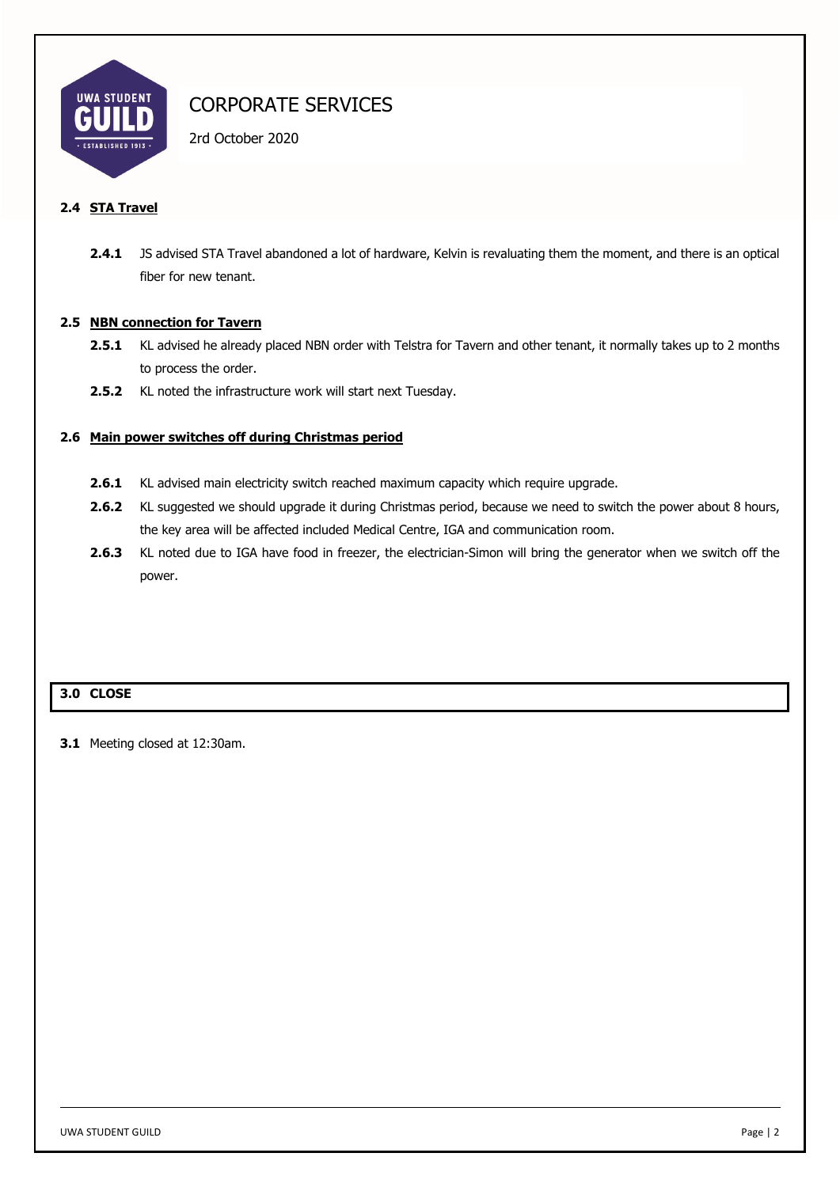# CORPORATE SERVICES

2rd October 2020

**2.4 STA Travel**

**2.4.1** JS advised STA Travel abandoned a lot of hardware, Kelvin is revaluating them the moment, and there is an optical fiber for new tenant.

**2.5 NBN connection for Tavern**

**2.5.1** KL advised he already placed NBN order with Telstra for Tavern and other tenant, it normally takes up to 2 months to process the order.

**2.5.2** KL noted the infrastructure work will start next Tuesday.

**2.6 Main power switches off during Christmas period**

**2.6.1** KL advised main electricity switch reached maximum capacity which require upgrade.

**2.6.2** KL suggested we should upgrade it during Christmas period, because we need to switch the power about 8 hours, the key area will be affected included Medical Centre, IGA and communication room.

**2.6.3** KL noted due to IGA have food in freezer, the electrician-Simon will bring the generator when we switch off the power.

## 3.0 CLOSE

**3.1** Meeting closed at 12:30am.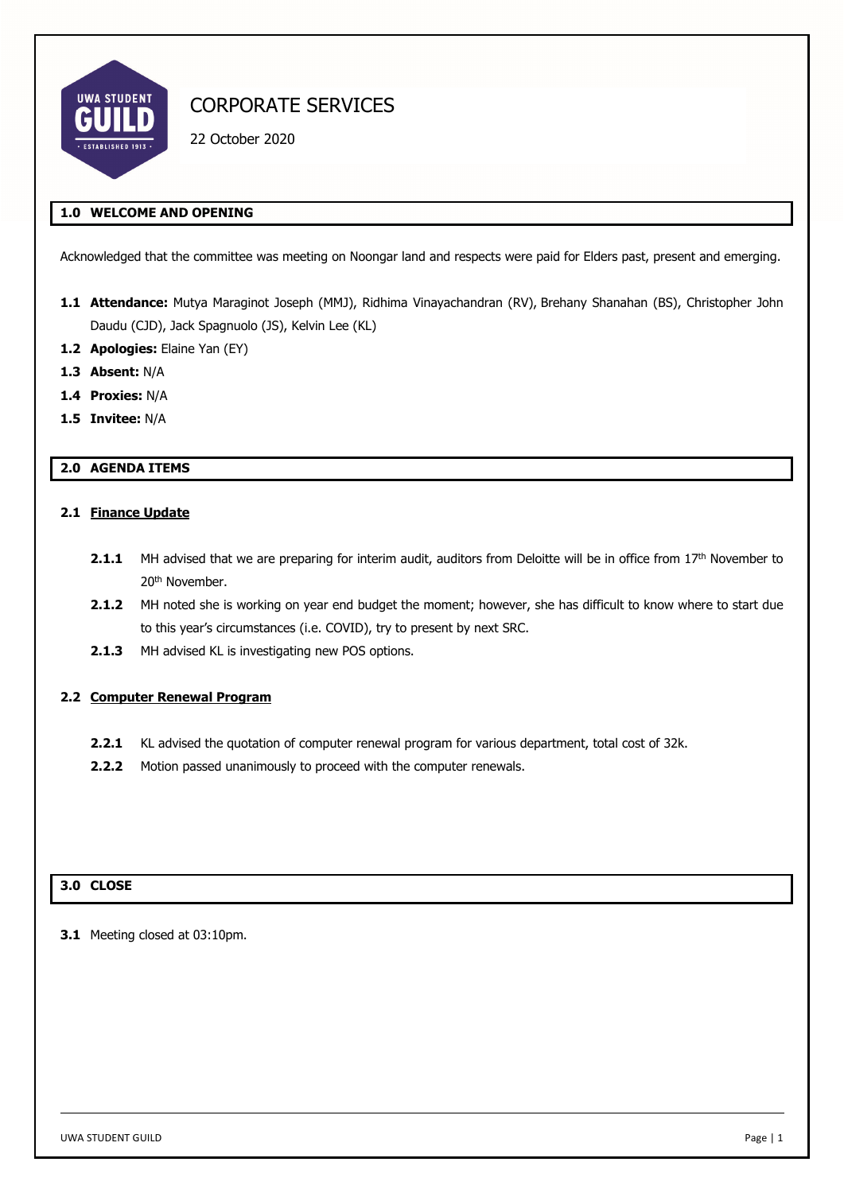# CORPORATE SERVICES

22 October 2020

## 1.0 WELCOME AND OPENING

Acknowledged that the committee was meeting on Noongar land and respects were paid for Elders past, present and emerging.

**1.1 Attendance:** Mutya Maraginot Joseph (MMJ), Ridhima Vinayachandran (RV), Brehany Shanahan (BS), Christopher John Daudu (CJD), Jack Spagnuolo (JS), Kelvin Lee (KL)

**1.2 Apologies:** Elaine Yan (EY)

**1.3 Absent:** N/A

**1.4 Proxies:** N/A

**1.5 Invitee:** N/A

## 2.0 AGENDA ITEMS

### 2.1 Finance Update

**2.1.1** MH advised that we are preparing for interim audit, auditors from Deloitte will be in office from 17th November to 20th November.

**2.1.2** MH noted she is working on year end budget the moment; however, she has difficult to know where to start due to this year's circumstances (i.e. COVID), try to present by next SRC.

**2.1.3** MH advised KL is investigating new POS options.

### 2.2 Computer Renewal Program

**2.2.1** KL advised the quotation of computer renewal program for various department, total cost of 32k.

**2.2.2** Motion passed unanimously to proceed with the computer renewals.

## 3.0 CLOSE

**3.1** Meeting closed at 03:10pm.